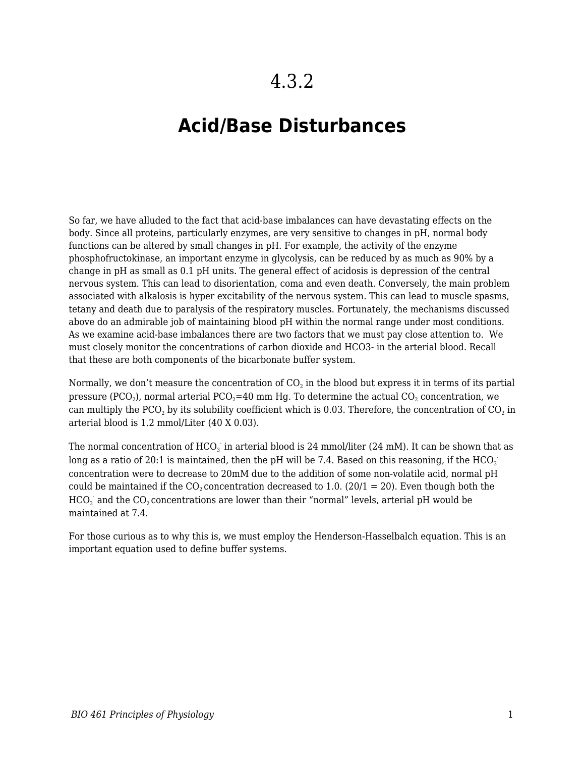# 4.3.2

# Acid/Base Disturbances

So far, we have alluded to the fact that acid-base imbalances can have devastating effects on the body. Since all proteins, particularly enzymes, are very sensitive to changes in pH, normal body functions can be altered by small changes in pH. For example, the activity of the enzyme phosphofructokinase, an important enzyme in glycolysis, can be reduced by as much as 90% by a change in pH as small as 0.1 pH units. The general effect of acidosis is depression of the central nervous system. This can lead to disorientation, coma and even death. Conversely, the main problem associated with alkalosis is hyper excitability of the nervous system. This can lead to muscle spasms, tetany and death due to paralysis of the respiratory muscles. Fortunately, the mechanisms discussed above do an admirable job of maintaining blood pH within the normal range under most conditions. As we examine acid-base imbalances there are two factors that we must pay close attention to. We must closely monitor the concentrations of carbon dioxide and HCO3- in the arterial blood. Recall that these are both components of the bicarbonate buffer system.

Normally, we don't measure the concentration of $CO_2$ in the blood but express it in terms of its partial pressure ($PCO_2$), normal arterial $PCO_2$=40 mm Hg. To determine the actual $CO_2$ concentration, we can multiply the $PCO_2$ by its solubility coefficient which is 0.03. Therefore, the concentration of $CO_2$ in arterial blood is 1.2 mmol/Liter (40 X 0.03).

The normal concentration of $HCO_3^-$ in arterial blood is 24 mmol/liter (24 mM). It can be shown that as long as a ratio of 20:1 is maintained, then the pH will be 7.4. Based on this reasoning, if the $HCO_3^-$ concentration were to decrease to 20mM due to the addition of some non-volatile acid, normal pH could be maintained if the $CO_2$ concentration decreased to 1.0. (20/1 = 20). Even though both the $HCO_3^-$ and the $CO_2$ concentrations are lower than their "normal" levels, arterial pH would be maintained at 7.4.

For those curious as to why this is, we must employ the Henderson-Hasselbalch equation. This is an important equation used to define buffer systems.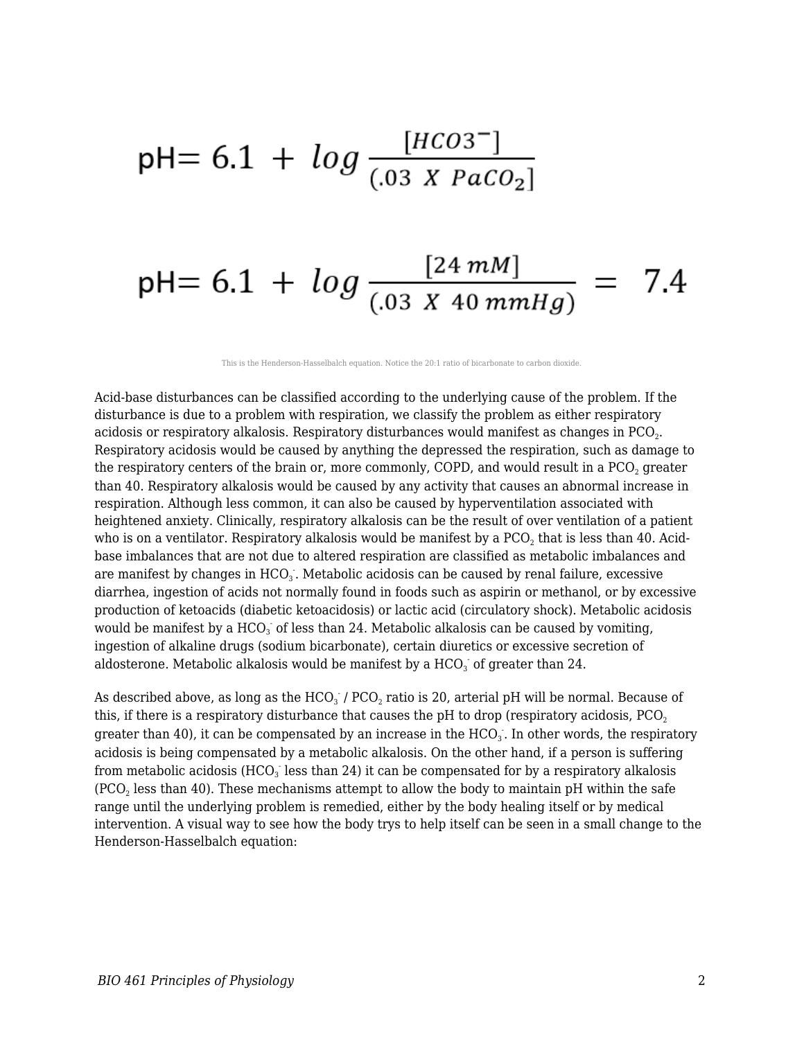$$pH = 6.1 + log \frac{[HCO3^-]}{(.03 \ X \ PaCO_2]}$$

$$pH = 6.1 + log \frac{[24 \ mM]}{(.03 \ X \ 40 \ mmHg)} = 7.4$$

This is the Henderson-Hasselbalch equation. Notice the 20:1 ratio of bicarbonate to carbon dioxide.

Acid-base disturbances can be classified according to the underlying cause of the problem. If the disturbance is due to a problem with respiration, we classify the problem as either respiratory acidosis or respiratory alkalosis. Respiratory disturbances would manifest as changes in $PCO_2$. Respiratory acidosis would be caused by anything the depressed the respiration, such as damage to the respiratory centers of the brain or, more commonly, COPD, and would result in a $PCO_2$ greater than 40. Respiratory alkalosis would be caused by any activity that causes an abnormal increase in respiration. Although less common, it can also be caused by hyperventilation associated with heightened anxiety. Clinically, respiratory alkalosis can be the result of over ventilation of a patient who is on a ventilator. Respiratory alkalosis would be manifest by a $PCO_2$ that is less than 40. Acid-base imbalances that are not due to altered respiration are classified as metabolic imbalances and are manifest by changes in $HCO_3^-$. Metabolic acidosis can be caused by renal failure, excessive diarrhea, ingestion of acids not normally found in foods such as aspirin or methanol, or by excessive production of ketoacids (diabetic ketoacidosis) or lactic acid (circulatory shock). Metabolic acidosis would be manifest by a $HCO_3^-$ of less than 24. Metabolic alkalosis can be caused by vomiting, ingestion of alkaline drugs (sodium bicarbonate), certain diuretics or excessive secretion of aldosterone. Metabolic alkalosis would be manifest by a $HCO_3^-$ of greater than 24.

As described above, as long as the $HCO_3^-$ / $PCO_2$ ratio is 20, arterial pH will be normal. Because of this, if there is a respiratory disturbance that causes the pH to drop (respiratory acidosis, $PCO_2$ greater than 40), it can be compensated by an increase in the $HCO_3^-$. In other words, the respiratory acidosis is being compensated by a metabolic alkalosis. On the other hand, if a person is suffering from metabolic acidosis ($HCO_3^-$ less than 24) it can be compensated for by a respiratory alkalosis ($PCO_2$ less than 40). These mechanisms attempt to allow the body to maintain pH within the safe range until the underlying problem is remedied, either by the body healing itself or by medical intervention. A visual way to see how the body trys to help itself can be seen in a small change to the Henderson-Hasselbalch equation: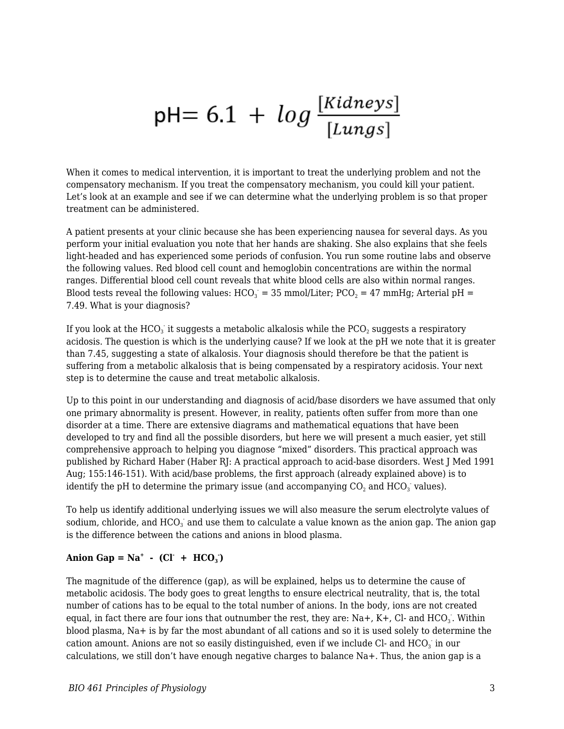$$pH = 6.1 + \log \frac{[Kidneys]}{[Lungs]}$$

When it comes to medical intervention, it is important to treat the underlying problem and not the compensatory mechanism. If you treat the compensatory mechanism, you could kill your patient. Let's look at an example and see if we can determine what the underlying problem is so that proper treatment can be administered.

A patient presents at your clinic because she has been experiencing nausea for several days. As you perform your initial evaluation you note that her hands are shaking. She also explains that she feels light-headed and has experienced some periods of confusion. You run some routine labs and observe the following values. Red blood cell count and hemoglobin concentrations are within the normal ranges. Differential blood cell count reveals that white blood cells are also within normal ranges. Blood tests reveal the following values: $HCO_3^-$ = 35 mmol/Liter; $PCO_2$ = 47 mmHg; Arterial pH = 7.49. What is your diagnosis?

If you look at the $HCO_3^-$ it suggests a metabolic alkalosis while the $PCO_2$ suggests a respiratory acidosis. The question is which is the underlying cause? If we look at the pH we note that it is greater than 7.45, suggesting a state of alkalosis. Your diagnosis should therefore be that the patient is suffering from a metabolic alkalosis that is being compensated by a respiratory acidosis. Your next step is to determine the cause and treat metabolic alkalosis.

Up to this point in our understanding and diagnosis of acid/base disorders we have assumed that only one primary abnormality is present. However, in reality, patients often suffer from more than one disorder at a time. There are extensive diagrams and mathematical equations that have been developed to try and find all the possible disorders, but here we will present a much easier, yet still comprehensive approach to helping you diagnose "mixed" disorders. This practical approach was published by Richard Haber (Haber RJ: A practical approach to acid-base disorders. West J Med 1991 Aug; 155:146-151). With acid/base problems, the first approach (already explained above) is to identify the pH to determine the primary issue (and accompanying $CO_2$ and $HCO_3^-$ values).

To help us identify additional underlying issues we will also measure the serum electrolyte values of sodium, chloride, and $HCO_3^-$ and use them to calculate a value known as the anion gap. The anion gap is the difference between the cations and anions in blood plasma.

**Anion Gap = $Na^+$ - ($Cl^-$ + $HCO_3^-$)**

The magnitude of the difference (gap), as will be explained, helps us to determine the cause of metabolic acidosis. The body goes to great lengths to ensure electrical neutrality, that is, the total number of cations has to be equal to the total number of anions. In the body, ions are not created equal, in fact there are four ions that outnumber the rest, they are: $Na^+$, $K^+$, $Cl^-$ and $HCO_3^-$. Within blood plasma, $Na^+$ is by far the most abundant of all cations and so it is used solely to determine the cation amount. Anions are not so easily distinguished, even if we include $Cl^-$ and $HCO_3^-$ in our calculations, we still don't have enough negative charges to balance $Na^+$. Thus, the anion gap is a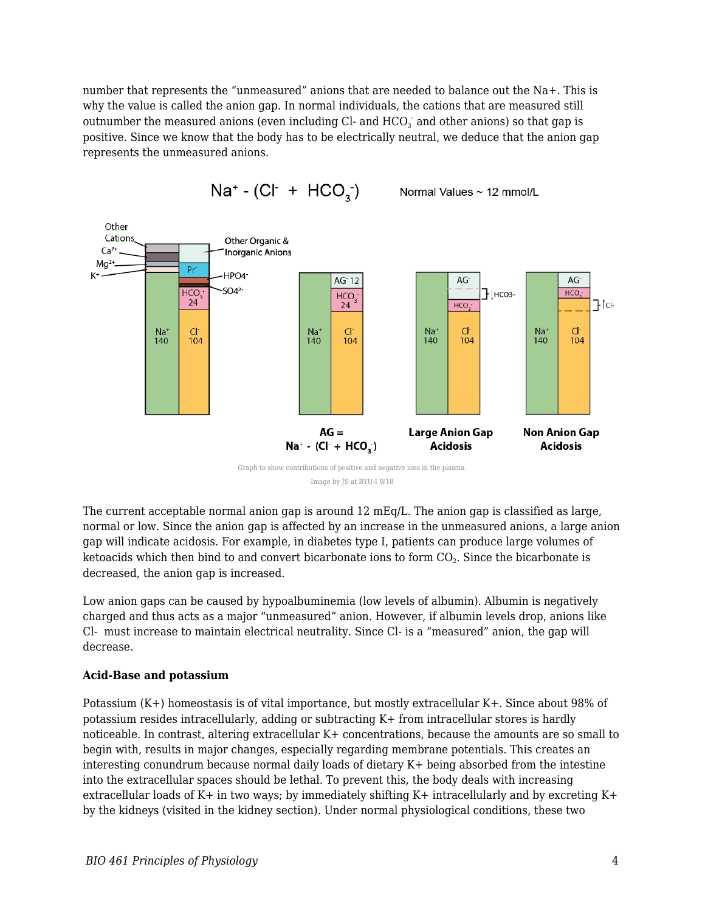number that represents the "unmeasured" anions that are needed to balance out the Na+. This is why the value is called the anion gap. In normal individuals, the cations that are measured still outnumber the measured anions (even including Cl- and $HCO_3^-$ and other anions) so that gap is positive. Since we know that the body has to be electrically neutral, we deduce that the anion gap represents the unmeasured anions.

$$Na^+ - (Cl^- + HCO_3^-) \quad \text{Normal Values} \sim 12 \text{ mmol/L}$$

Graph to show contributions of positive and negative ions in the plasma.

Image by JS at BYU-I W18

The current acceptable normal anion gap is around 12 mEq/L. The anion gap is classified as large, normal or low. Since the anion gap is affected by an increase in the unmeasured anions, a large anion gap will indicate acidosis. For example, in diabetes type I, patients can produce large volumes of ketoacids which then bind to and convert bicarbonate ions to form $CO_2$. Since the bicarbonate is decreased, the anion gap is increased.

Low anion gaps can be caused by hypoalbuminemia (low levels of albumin). Albumin is negatively charged and thus acts as a major "unmeasured" anion. However, if albumin levels drop, anions like Cl- must increase to maintain electrical neutrality. Since Cl- is a "measured" anion, the gap will decrease.

**Acid-Base and potassium**

Potassium (K+) homeostasis is of vital importance, but mostly extracellular K+. Since about 98% of potassium resides intracellularly, adding or subtracting K+ from intracellular stores is hardly noticeable. In contrast, altering extracellular K+ concentrations, because the amounts are so small to begin with, results in major changes, especially regarding membrane potentials. This creates an interesting conundrum because normal daily loads of dietary K+ being absorbed from the intestine into the extracellular spaces should be lethal. To prevent this, the body deals with increasing extracellular loads of K+ in two ways; by immediately shifting K+ intracellularly and by excreting K+ by the kidneys (visited in the kidney section). Under normal physiological conditions, these two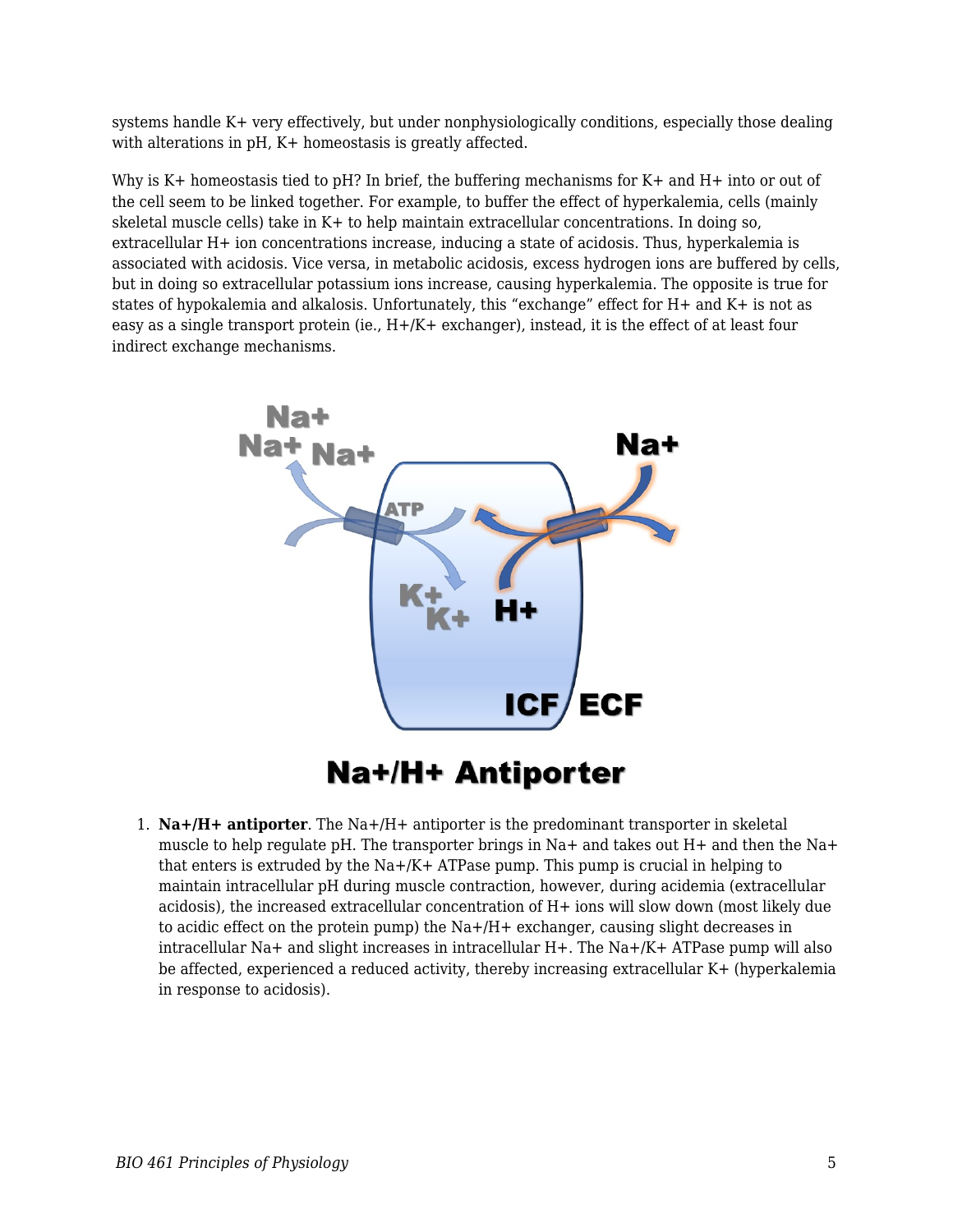systems handle K+ very effectively, but under nonphysiologically conditions, especially those dealing with alterations in pH, K+ homeostasis is greatly affected.

Why is K+ homeostasis tied to pH? In brief, the buffering mechanisms for K+ and H+ into or out of the cell seem to be linked together. For example, to buffer the effect of hyperkalemia, cells (mainly skeletal muscle cells) take in K+ to help maintain extracellular concentrations. In doing so, extracellular H+ ion concentrations increase, inducing a state of acidosis. Thus, hyperkalemia is associated with acidosis. Vice versa, in metabolic acidosis, excess hydrogen ions are buffered by cells, but in doing so extracellular potassium ions increase, causing hyperkalemia. The opposite is true for states of hypokalemia and alkalosis. Unfortunately, this "exchange" effect for H+ and K+ is not as easy as a single transport protein (ie., H+/K+ exchanger), instead, it is the effect of at least four indirect exchange mechanisms.

**Na+/H+ Antiporter**

1. **Na+/H+ antiporter**. The Na+/H+ antiporter is the predominant transporter in skeletal muscle to help regulate pH. The transporter brings in Na+ and takes out H+ and then the Na+ that enters is extruded by the Na+/K+ ATPase pump. This pump is crucial in helping to maintain intracellular pH during muscle contraction, however, during acidemia (extracellular acidosis), the increased extracellular concentration of H+ ions will slow down (most likely due to acidic effect on the protein pump) the Na+/H+ exchanger, causing slight decreases in intracellular Na+ and slight increases in intracellular H+. The Na+/K+ ATPase pump will also be affected, experienced a reduced activity, thereby increasing extracellular K+ (hyperkalemia in response to acidosis).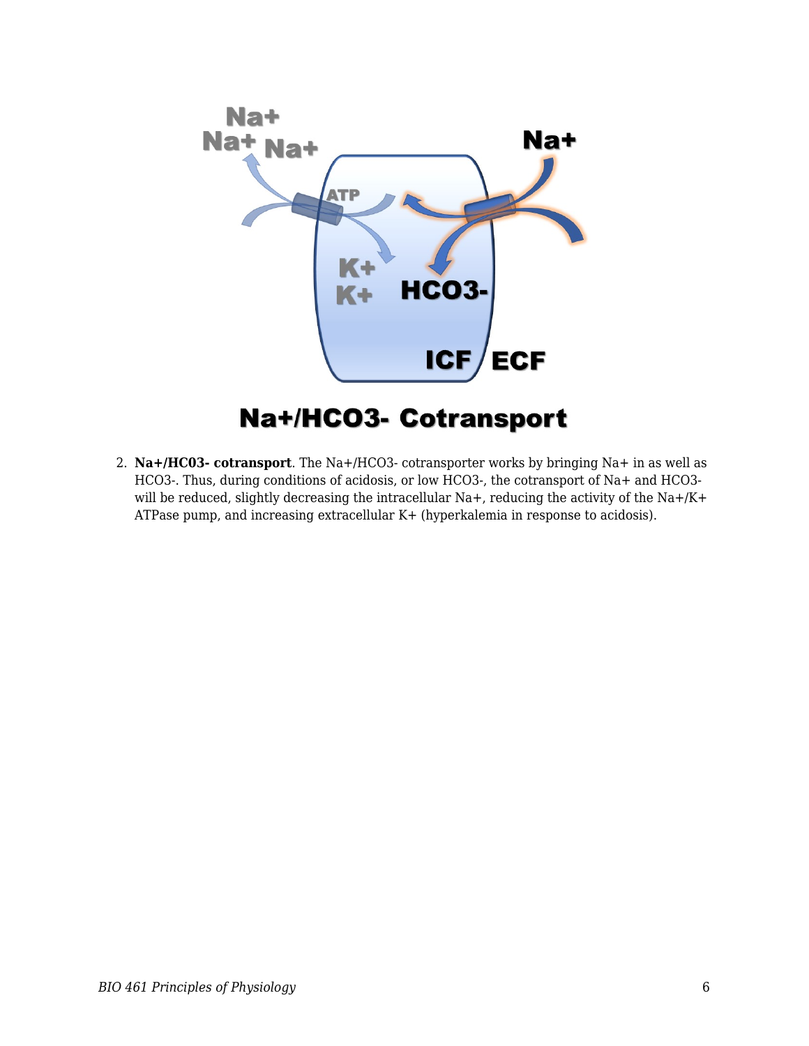## Na+/HCO3- Cotransport

2. **Na+/HC03- cotransport**. The Na+/HCO3- cotransporter works by bringing Na+ in as well as HCO3-. Thus, during conditions of acidosis, or low HCO3-, the cotransport of Na+ and HCO3- will be reduced, slightly decreasing the intracellular Na+, reducing the activity of the Na+/K+ ATPase pump, and increasing extracellular K+ (hyperkalemia in response to acidosis).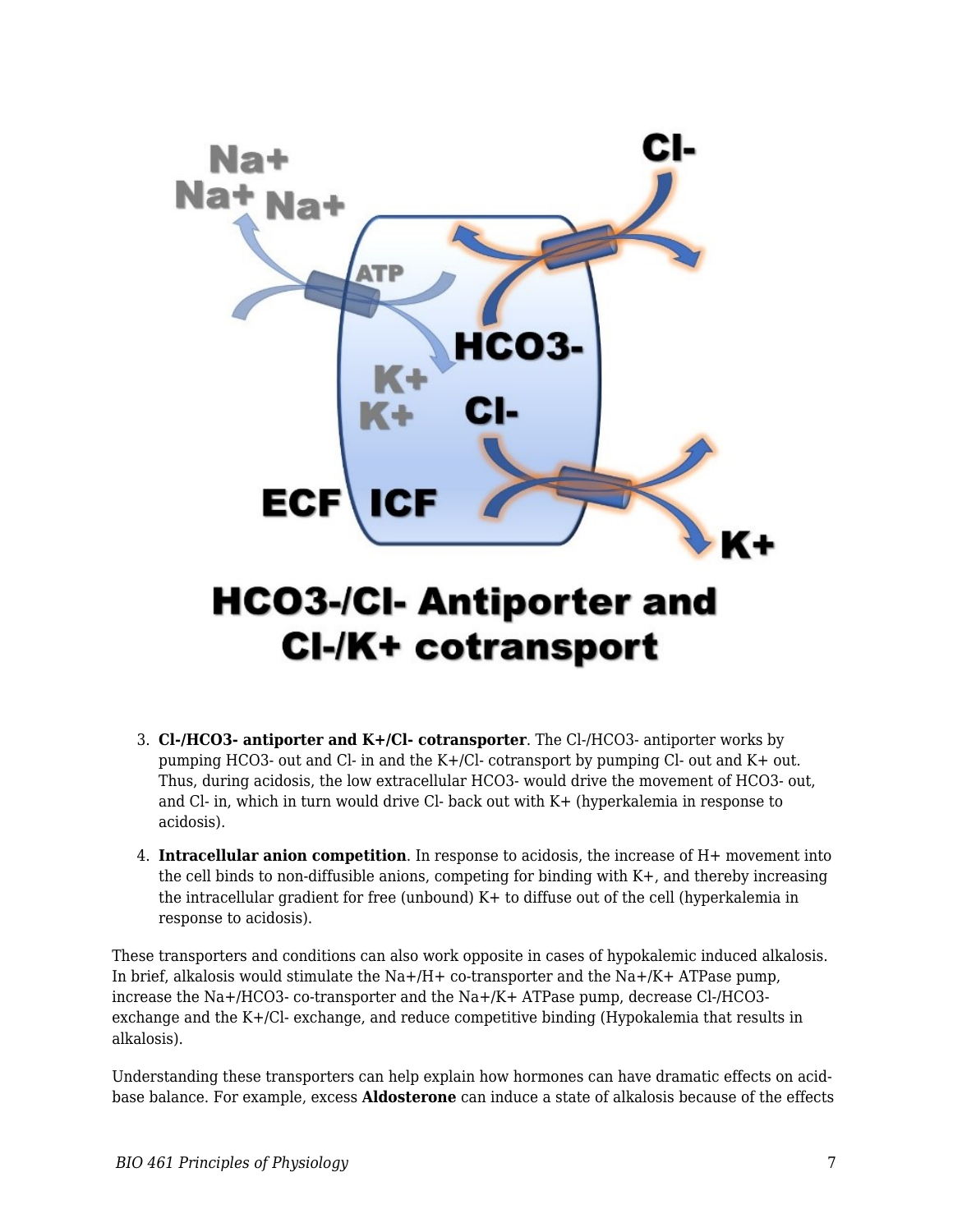3. **Cl-/HCO3- antiporter and K+/Cl- cotransporter**. The Cl-/HCO3- antiporter works by pumping HCO3- out and Cl- in and the K+/Cl- cotransport by pumping Cl- out and K+ out. Thus, during acidosis, the low extracellular HCO3- would drive the movement of HCO3- out, and Cl- in, which in turn would drive Cl- back out with K+ (hyperkalemia in response to acidosis).

4. **Intracellular anion competition**. In response to acidosis, the increase of H+ movement into the cell binds to non-diffusible anions, competing for binding with K+, and thereby increasing the intracellular gradient for free (unbound) K+ to diffuse out of the cell (hyperkalemia in response to acidosis).

These transporters and conditions can also work opposite in cases of hypokalemic induced alkalosis. In brief, alkalosis would stimulate the Na+/H+ co-transporter and the Na+/K+ ATPase pump, increase the Na+/HCO3- co-transporter and the Na+/K+ ATPase pump, decrease Cl-/HCO3- exchange and the K+/Cl- exchange, and reduce competitive binding (Hypokalemia that results in alkalosis).

Understanding these transporters can help explain how hormones can have dramatic effects on acid-base balance. For example, excess **Aldosterone** can induce a state of alkalosis because of the effects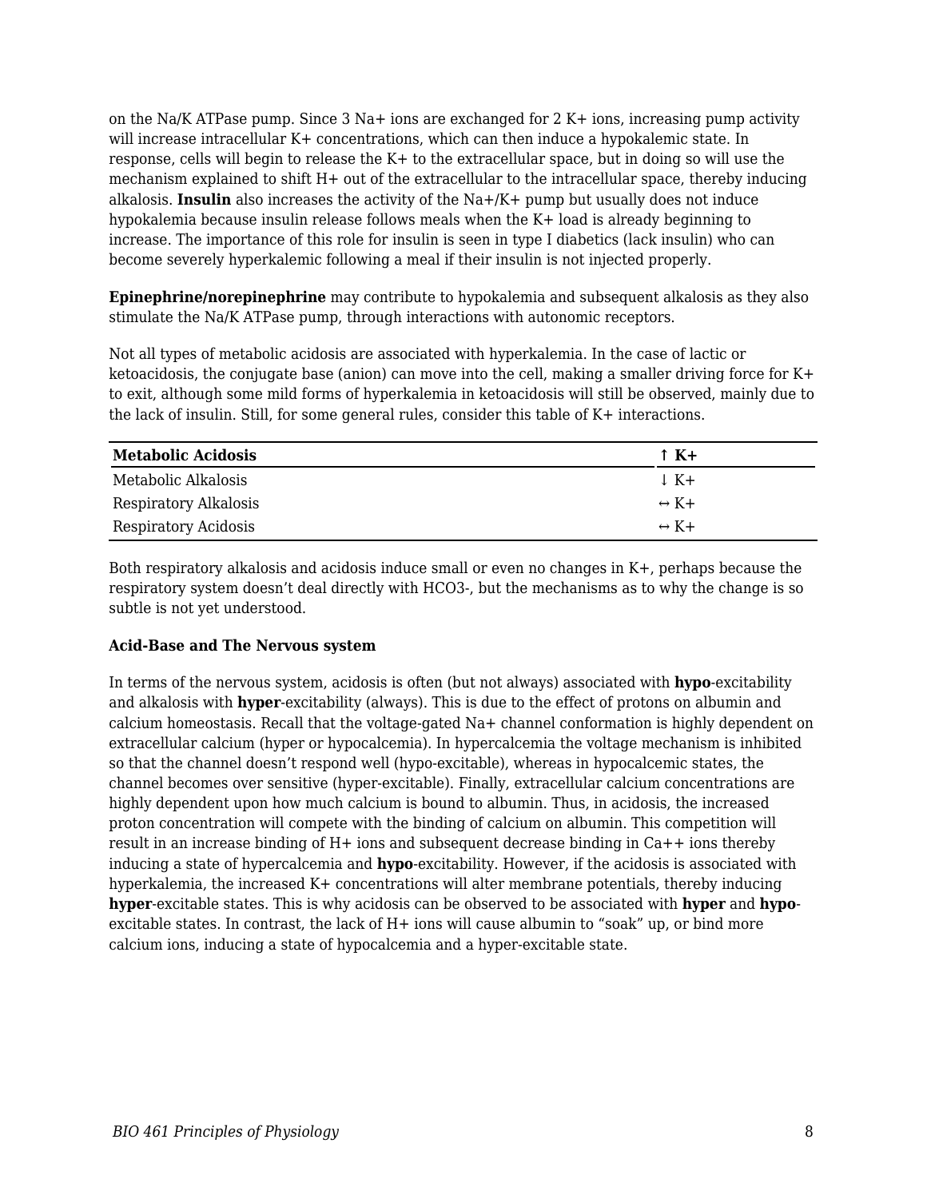on the Na/K ATPase pump. Since 3 Na+ ions are exchanged for 2 K+ ions, increasing pump activity will increase intracellular K+ concentrations, which can then induce a hypokalemic state. In response, cells will begin to release the K+ to the extracellular space, but in doing so will use the mechanism explained to shift H+ out of the extracellular to the intracellular space, thereby inducing alkalosis. **Insulin** also increases the activity of the Na+/K+ pump but usually does not induce hypokalemia because insulin release follows meals when the K+ load is already beginning to increase. The importance of this role for insulin is seen in type I diabetics (lack insulin) who can become severely hyperkalemic following a meal if their insulin is not injected properly.

**Epinephrine/norepinephrine** may contribute to hypokalemia and subsequent alkalosis as they also stimulate the Na/K ATPase pump, through interactions with autonomic receptors.

Not all types of metabolic acidosis are associated with hyperkalemia. In the case of lactic or ketoacidosis, the conjugate base (anion) can move into the cell, making a smaller driving force for K+ to exit, although some mild forms of hyperkalemia in ketoacidosis will still be observed, mainly due to the lack of insulin. Still, for some general rules, consider this table of K+ interactions.

| **Metabolic Acidosis** | **↑ K+** |
|---|---|
| Metabolic Alkalosis | ↓ K+ |
| Respiratory Alkalosis | ↔ K+ |
| Respiratory Acidosis | ↔ K+ |

Both respiratory alkalosis and acidosis induce small or even no changes in K+, perhaps because the respiratory system doesn't deal directly with HCO3-, but the mechanisms as to why the change is so subtle is not yet understood.

**Acid-Base and The Nervous system**

In terms of the nervous system, acidosis is often (but not always) associated with **hypo**-excitability and alkalosis with **hyper**-excitability (always). This is due to the effect of protons on albumin and calcium homeostasis. Recall that the voltage-gated Na+ channel conformation is highly dependent on extracellular calcium (hyper or hypocalcemia). In hypercalcemia the voltage mechanism is inhibited so that the channel doesn't respond well (hypo-excitable), whereas in hypocalcemic states, the channel becomes over sensitive (hyper-excitable). Finally, extracellular calcium concentrations are highly dependent upon how much calcium is bound to albumin. Thus, in acidosis, the increased proton concentration will compete with the binding of calcium on albumin. This competition will result in an increase binding of H+ ions and subsequent decrease binding in Ca++ ions thereby inducing a state of hypercalcemia and **hypo**-excitability. However, if the acidosis is associated with hyperkalemia, the increased K+ concentrations will alter membrane potentials, thereby inducing **hyper**-excitable states. This is why acidosis can be observed to be associated with **hyper** and **hypo**-excitable states. In contrast, the lack of H+ ions will cause albumin to "soak" up, or bind more calcium ions, inducing a state of hypocalcemia and a hyper-excitable state.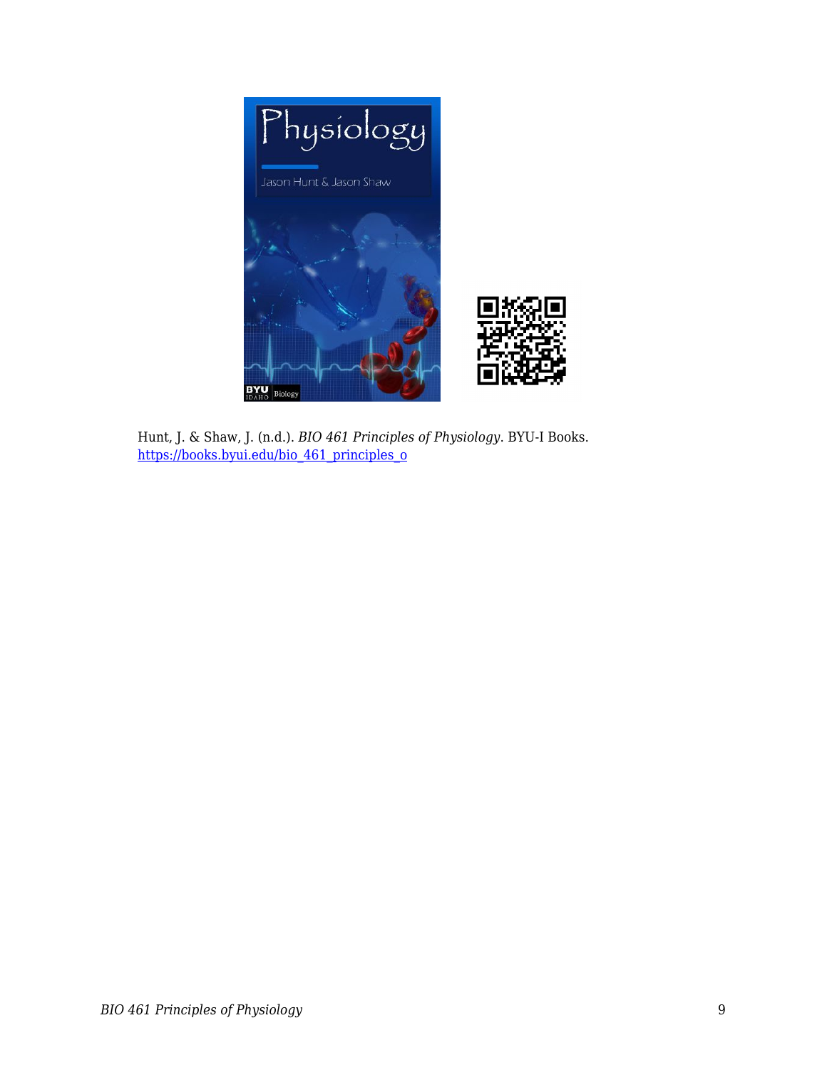Hunt, J. & Shaw, J. (n.d.). *BIO 461 Principles of Physiology*. BYU-I Books. [https://books.byui.edu/bio_461_principles_o](https://books.byui.edu/bio_461_principles_o)